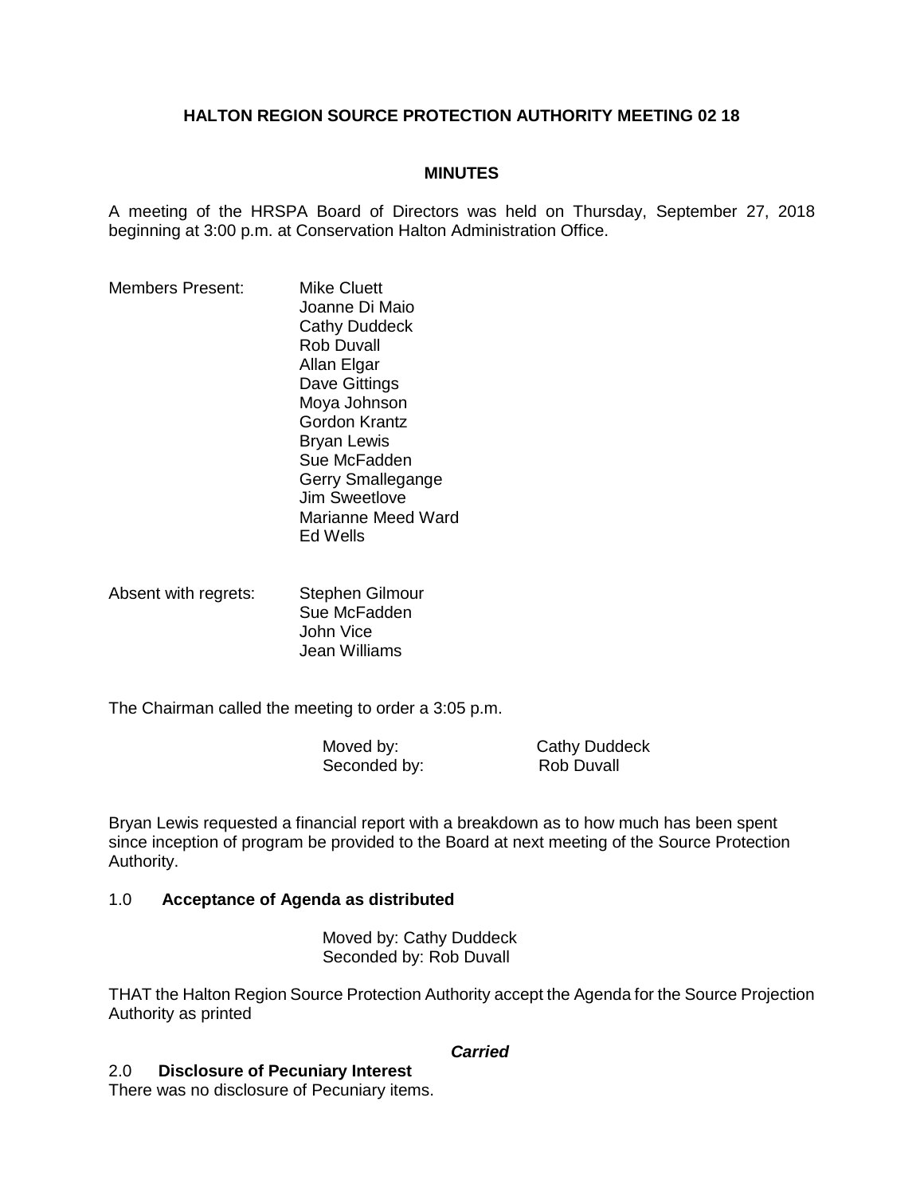**HALTON REGION SOURCE PROTECTION AUTHORITY MEETING 02 18**

**MINUTES**

A meeting of the HRSPA Board of Directors was held on Thursday, September 27, 2018 beginning at 3:00 p.m. at Conservation Halton Administration Office.

Members Present:

Mike Cluett
Joanne Di Maio
Cathy Duddeck
Rob Duvall
Allan Elgar
Dave Gittings
Moya Johnson
Gordon Krantz
Bryan Lewis
Sue McFadden
Gerry Smallegange
Jim Sweetlove
Marianne Meed Ward
Ed Wells

Absent with regrets:

Stephen Gilmour
Sue McFadden
John Vice
Jean Williams

The Chairman called the meeting to order a 3:05 p.m.

Moved by: Cathy Duddeck
Seconded by: Rob Duvall

Bryan Lewis requested a financial report with a breakdown as to how much has been spent since inception of program be provided to the Board at next meeting of the Source Protection Authority.

1.0 **Acceptance of Agenda as distributed**

Moved by: Cathy Duddeck
Seconded by: Rob Duvall

THAT the Halton Region Source Protection Authority accept the Agenda for the Source Projection Authority as printed

***Carried***

2.0 **Disclosure of Pecuniary Interest**

There was no disclosure of Pecuniary items.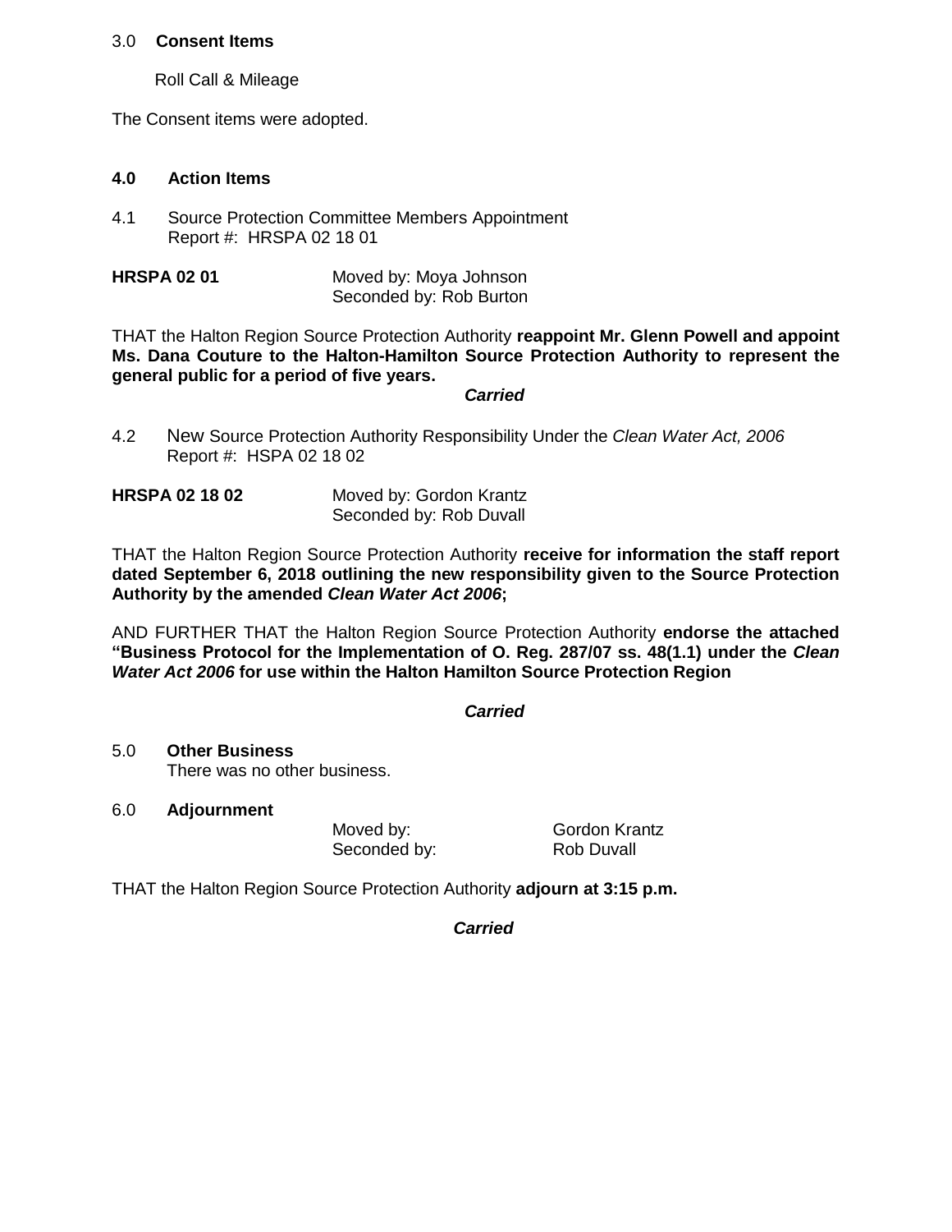3.0 **Consent Items**

Roll Call & Mileage

The Consent items were adopted.

**4.0 Action Items**

4.1 Source Protection Committee Members Appointment
Report #: HRSPA 02 18 01

**HRSPA 02 01** Moved by: Moya Johnson
Seconded by: Rob Burton

THAT the Halton Region Source Protection Authority **reappoint Mr. Glenn Powell and appoint Ms. Dana Couture to the Halton-Hamilton Source Protection Authority to represent the general public for a period of five years.**

***Carried***

4.2 New Source Protection Authority Responsibility Under the *Clean Water Act, 2006*
Report #: HSPA 02 18 02

**HRSPA 02 18 02** Moved by: Gordon Krantz
Seconded by: Rob Duvall

THAT the Halton Region Source Protection Authority **receive for information the staff report dated September 6, 2018 outlining the new responsibility given to the Source Protection Authority by the amended *Clean Water Act 2006*;**

AND FURTHER THAT the Halton Region Source Protection Authority **endorse the attached "Business Protocol for the Implementation of O. Reg. 287/07 ss. 48(1.1) under the *Clean Water Act 2006* for use within the Halton Hamilton Source Protection Region**

***Carried***

5.0 **Other Business**
There was no other business.

6.0 **Adjournment**

Moved by: Gordon Krantz
Seconded by: Rob Duvall

THAT the Halton Region Source Protection Authority **adjourn at 3:15 p.m.**

***Carried***